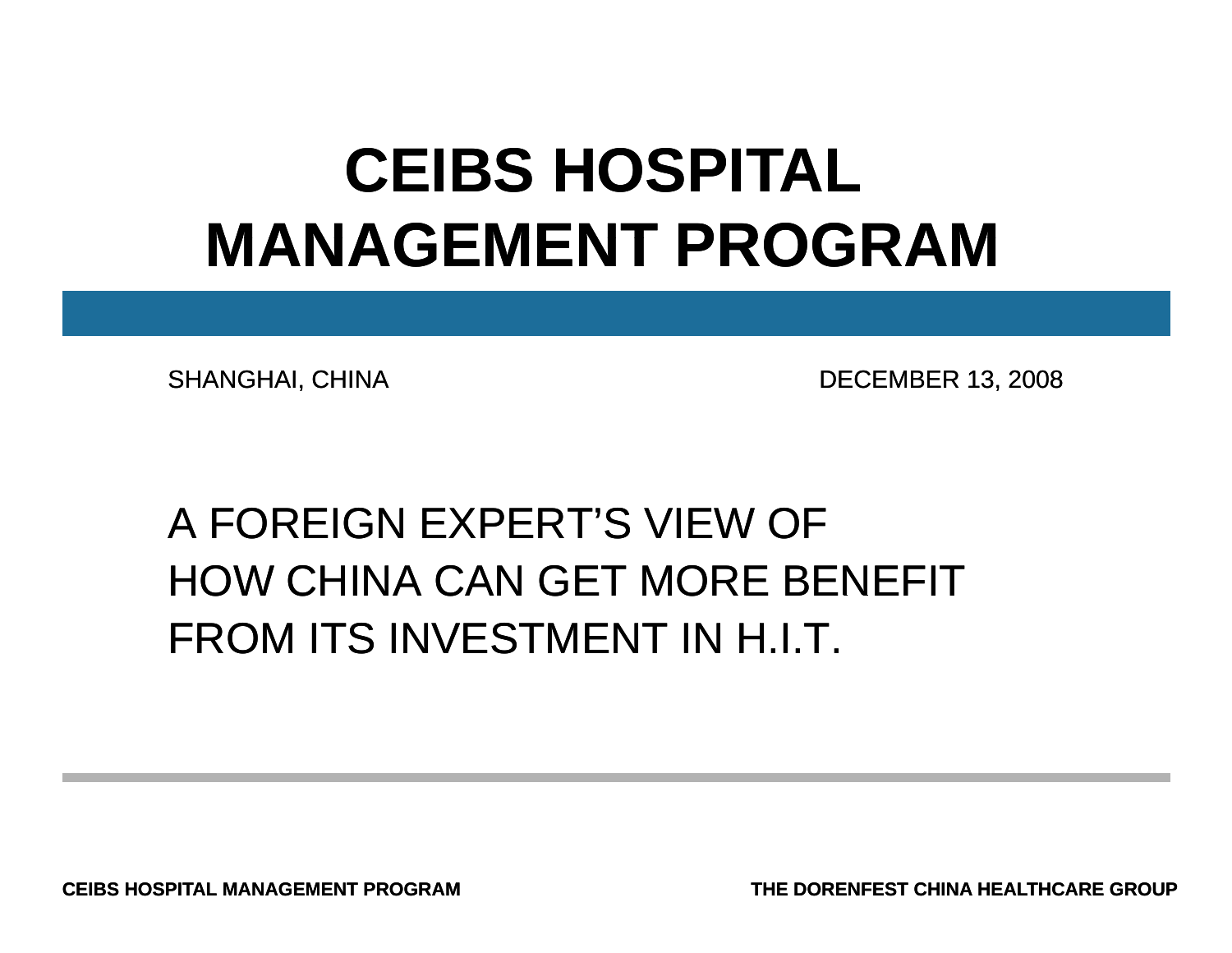# CEIBS HOSPITAL MANAGEMENT PROGRAM

SHANGHAI, CHINA

DECEMBER 13, 2008

## A FOREIGN EXPERT'S VIEW OF HOW CHINA CAN GET MORE BENEFIT FROM ITS INVESTMENT IN H.I.T.

**CEIBS HOSPITAL MANAGEMENT PROGRAM**

**THE DORENFEST CHINA HEALTHCARE GROUP**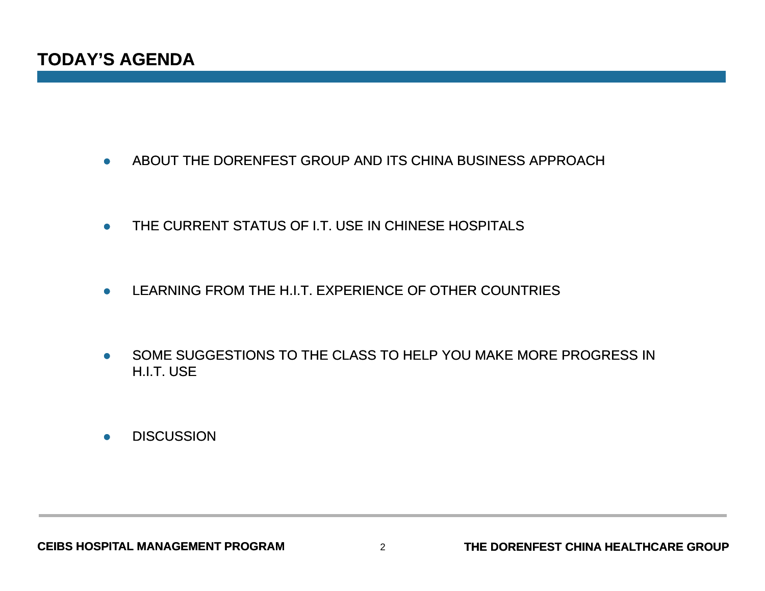# TODAY'S AGENDA

- ABOUT THE DORENFEST GROUP AND ITS CHINA BUSINESS APPROACH
- THE CURRENT STATUS OF I.T. USE IN CHINESE HOSPITALS
- LEARNING FROM THE H.I.T. EXPERIENCE OF OTHER COUNTRIES
- SOME SUGGESTIONS TO THE CLASS TO HELP YOU MAKE MORE PROGRESS IN H.I.T. USE
- DISCUSSION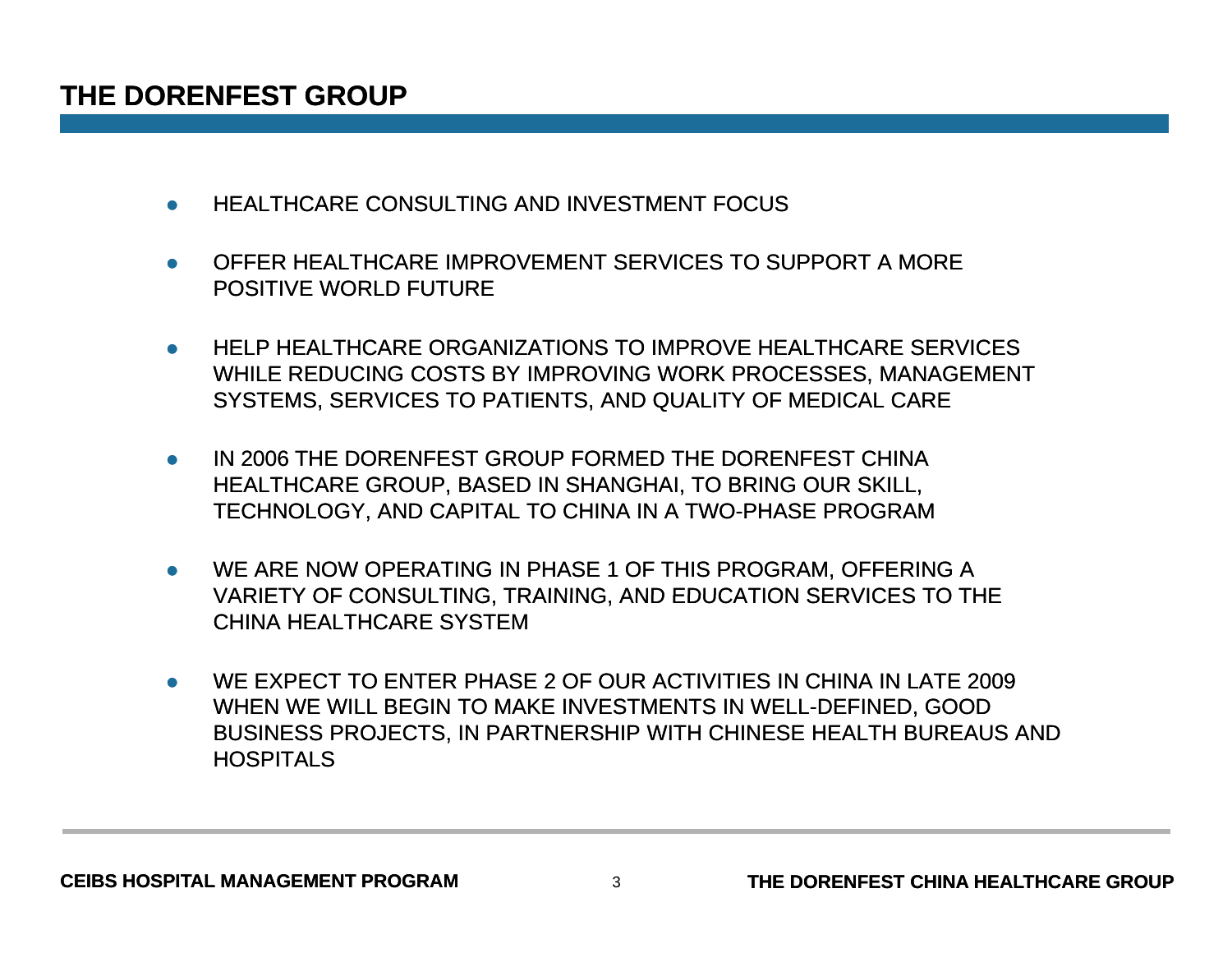# THE DORENFEST GROUP

- HEALTHCARE CONSULTING AND INVESTMENT FOCUS
- OFFER HEALTHCARE IMPROVEMENT SERVICES TO SUPPORT A MORE POSITIVE WORLD FUTURE
- HELP HEALTHCARE ORGANIZATIONS TO IMPROVE HEALTHCARE SERVICES WHILE REDUCING COSTS BY IMPROVING WORK PROCESSES, MANAGEMENT SYSTEMS, SERVICES TO PATIENTS, AND QUALITY OF MEDICAL CARE
- IN 2006 THE DORENFEST GROUP FORMED THE DORENFEST CHINA HEALTHCARE GROUP, BASED IN SHANGHAI, TO BRING OUR SKILL, TECHNOLOGY, AND CAPITAL TO CHINA IN A TWO-PHASE PROGRAM
- WE ARE NOW OPERATING IN PHASE 1 OF THIS PROGRAM, OFFERING A VARIETY OF CONSULTING, TRAINING, AND EDUCATION SERVICES TO THE CHINA HEALTHCARE SYSTEM
- WE EXPECT TO ENTER PHASE 2 OF OUR ACTIVITIES IN CHINA IN LATE 2009 WHEN WE WILL BEGIN TO MAKE INVESTMENTS IN WELL-DEFINED, GOOD BUSINESS PROJECTS, IN PARTNERSHIP WITH CHINESE HEALTH BUREAUS AND HOSPITALS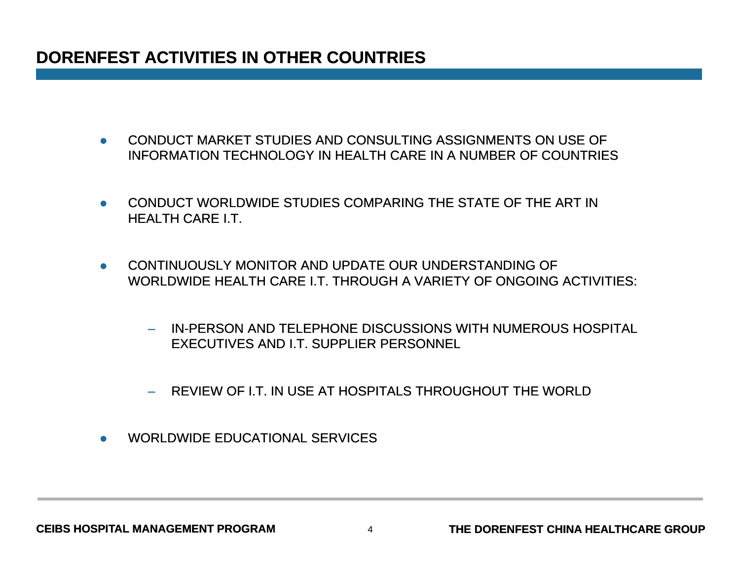# DORENFEST ACTIVITIES IN OTHER COUNTRIES

- CONDUCT MARKET STUDIES AND CONSULTING ASSIGNMENTS ON USE OF INFORMATION TECHNOLOGY IN HEALTH CARE IN A NUMBER OF COUNTRIES
- CONDUCT WORLDWIDE STUDIES COMPARING THE STATE OF THE ART IN HEALTH CARE I.T.
- CONTINUOUSLY MONITOR AND UPDATE OUR UNDERSTANDING OF WORLDWIDE HEALTH CARE I.T. THROUGH A VARIETY OF ONGOING ACTIVITIES:
  - IN-PERSON AND TELEPHONE DISCUSSIONS WITH NUMEROUS HOSPITAL EXECUTIVES AND I.T. SUPPLIER PERSONNEL
  - REVIEW OF I.T. IN USE AT HOSPITALS THROUGHOUT THE WORLD
- WORLDWIDE EDUCATIONAL SERVICES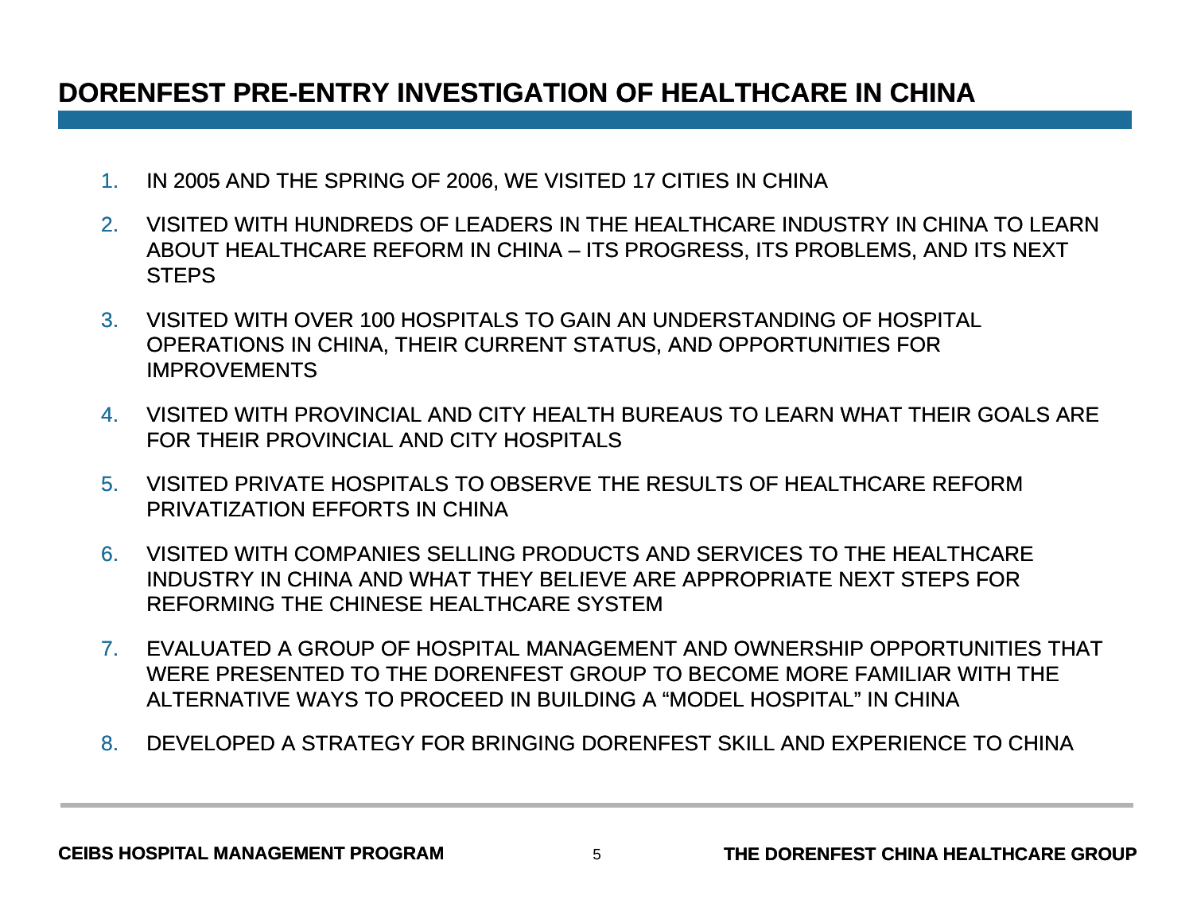# DORENFEST PRE-ENTRY INVESTIGATION OF HEALTHCARE IN CHINA

1. IN 2005 AND THE SPRING OF 2006, WE VISITED 17 CITIES IN CHINA
2. VISITED WITH HUNDREDS OF LEADERS IN THE HEALTHCARE INDUSTRY IN CHINA TO LEARN ABOUT HEALTHCARE REFORM IN CHINA – ITS PROGRESS, ITS PROBLEMS, AND ITS NEXT STEPS
3. VISITED WITH OVER 100 HOSPITALS TO GAIN AN UNDERSTANDING OF HOSPITAL OPERATIONS IN CHINA, THEIR CURRENT STATUS, AND OPPORTUNITIES FOR IMPROVEMENTS
4. VISITED WITH PROVINCIAL AND CITY HEALTH BUREAUS TO LEARN WHAT THEIR GOALS ARE FOR THEIR PROVINCIAL AND CITY HOSPITALS
5. VISITED PRIVATE HOSPITALS TO OBSERVE THE RESULTS OF HEALTHCARE REFORM PRIVATIZATION EFFORTS IN CHINA
6. VISITED WITH COMPANIES SELLING PRODUCTS AND SERVICES TO THE HEALTHCARE INDUSTRY IN CHINA AND WHAT THEY BELIEVE ARE APPROPRIATE NEXT STEPS FOR REFORMING THE CHINESE HEALTHCARE SYSTEM
7. EVALUATED A GROUP OF HOSPITAL MANAGEMENT AND OWNERSHIP OPPORTUNITIES THAT WERE PRESENTED TO THE DORENFEST GROUP TO BECOME MORE FAMILIAR WITH THE ALTERNATIVE WAYS TO PROCEED IN BUILDING A "MODEL HOSPITAL" IN CHINA
8. DEVELOPED A STRATEGY FOR BRINGING DORENFEST SKILL AND EXPERIENCE TO CHINA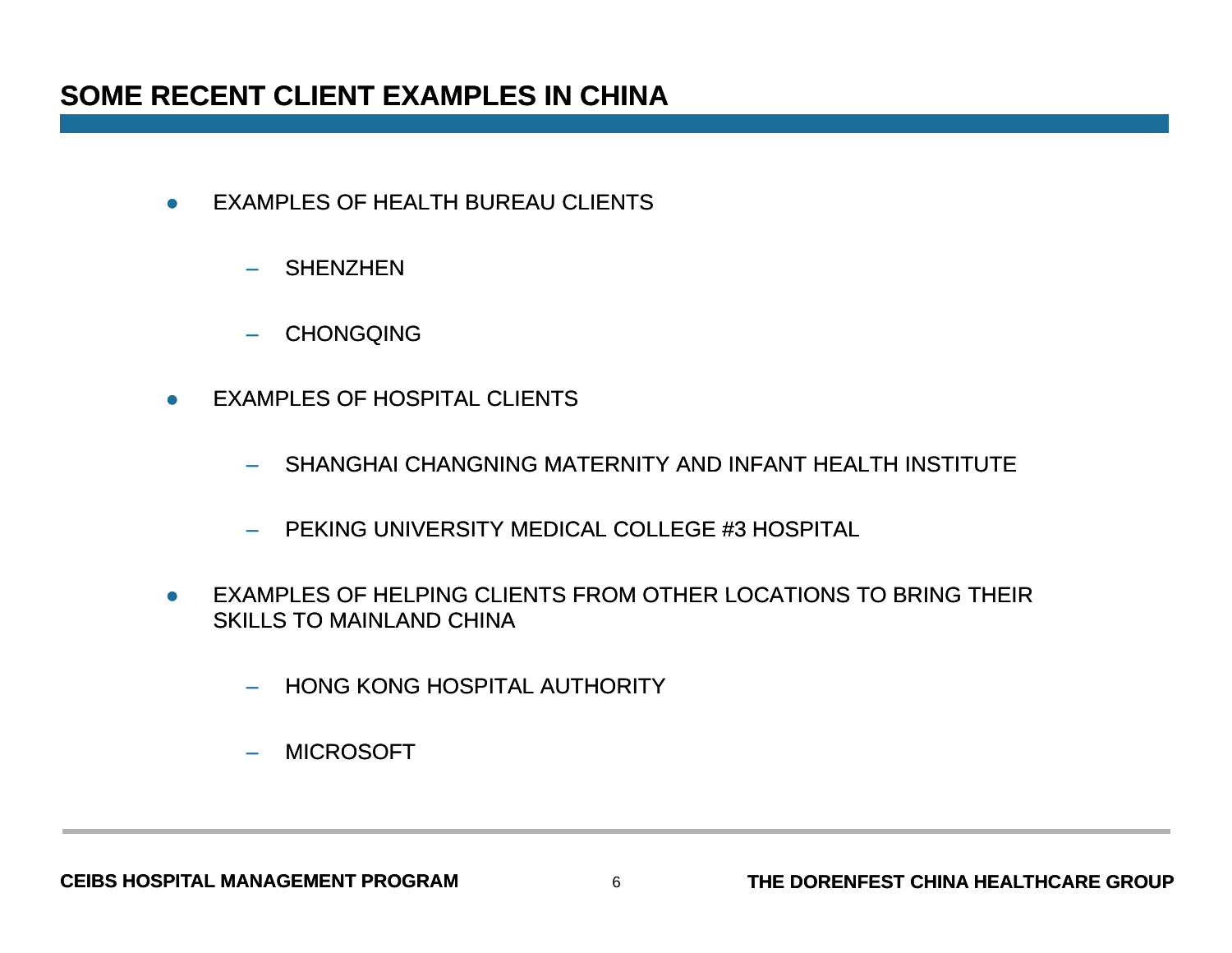## SOME RECENT CLIENT EXAMPLES IN CHINA

- EXAMPLES OF HEALTH BUREAU CLIENTS
  - SHENZHEN
  - CHONGQING
- EXAMPLES OF HOSPITAL CLIENTS
  - SHANGHAI CHANGNING MATERNITY AND INFANT HEALTH INSTITUTE
  - PEKING UNIVERSITY MEDICAL COLLEGE #3 HOSPITAL
- EXAMPLES OF HELPING CLIENTS FROM OTHER LOCATIONS TO BRING THEIR SKILLS TO MAINLAND CHINA
  - HONG KONG HOSPITAL AUTHORITY
  - MICROSOFT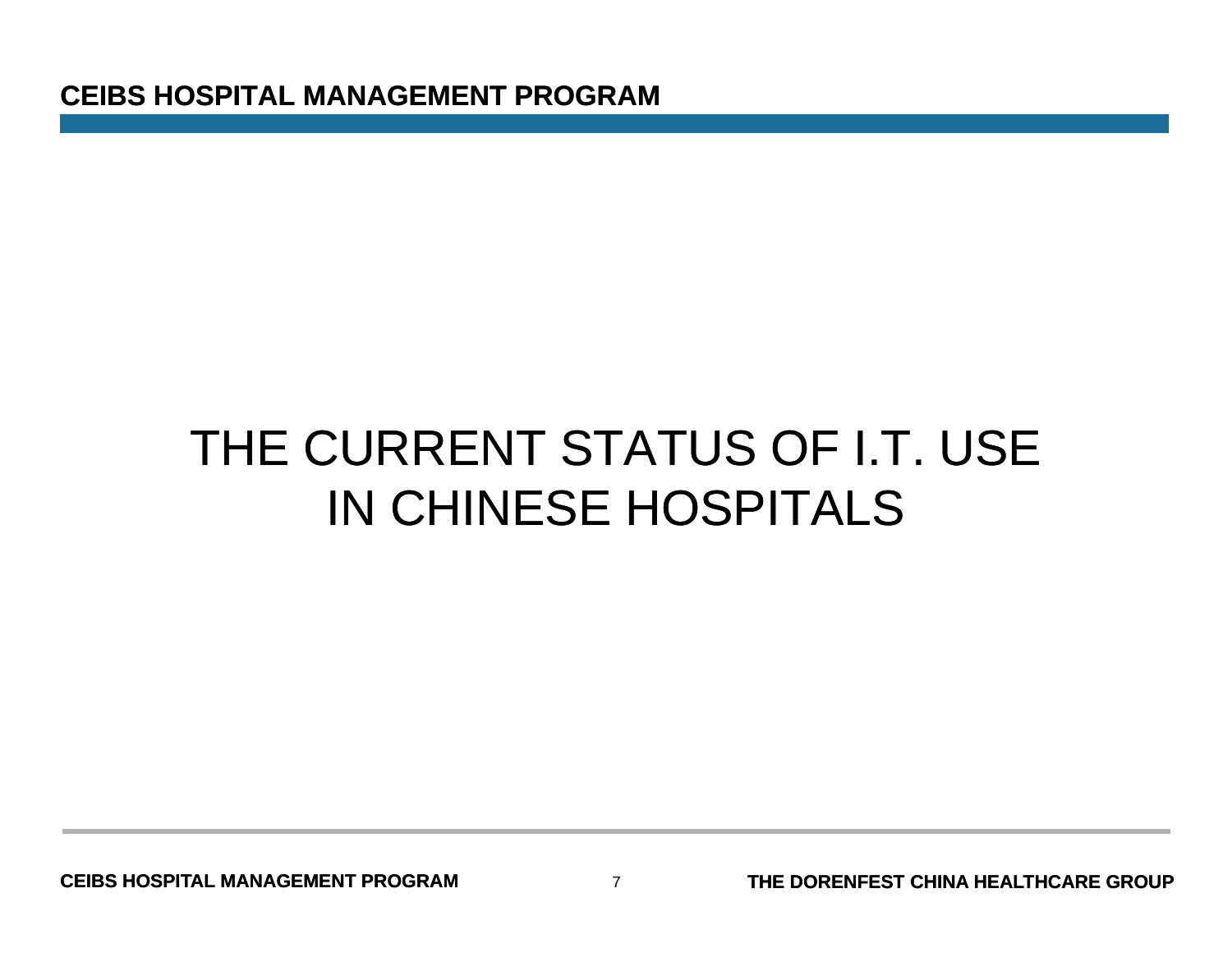# THE CURRENT STATUS OF I.T. USE IN CHINESE HOSPITALS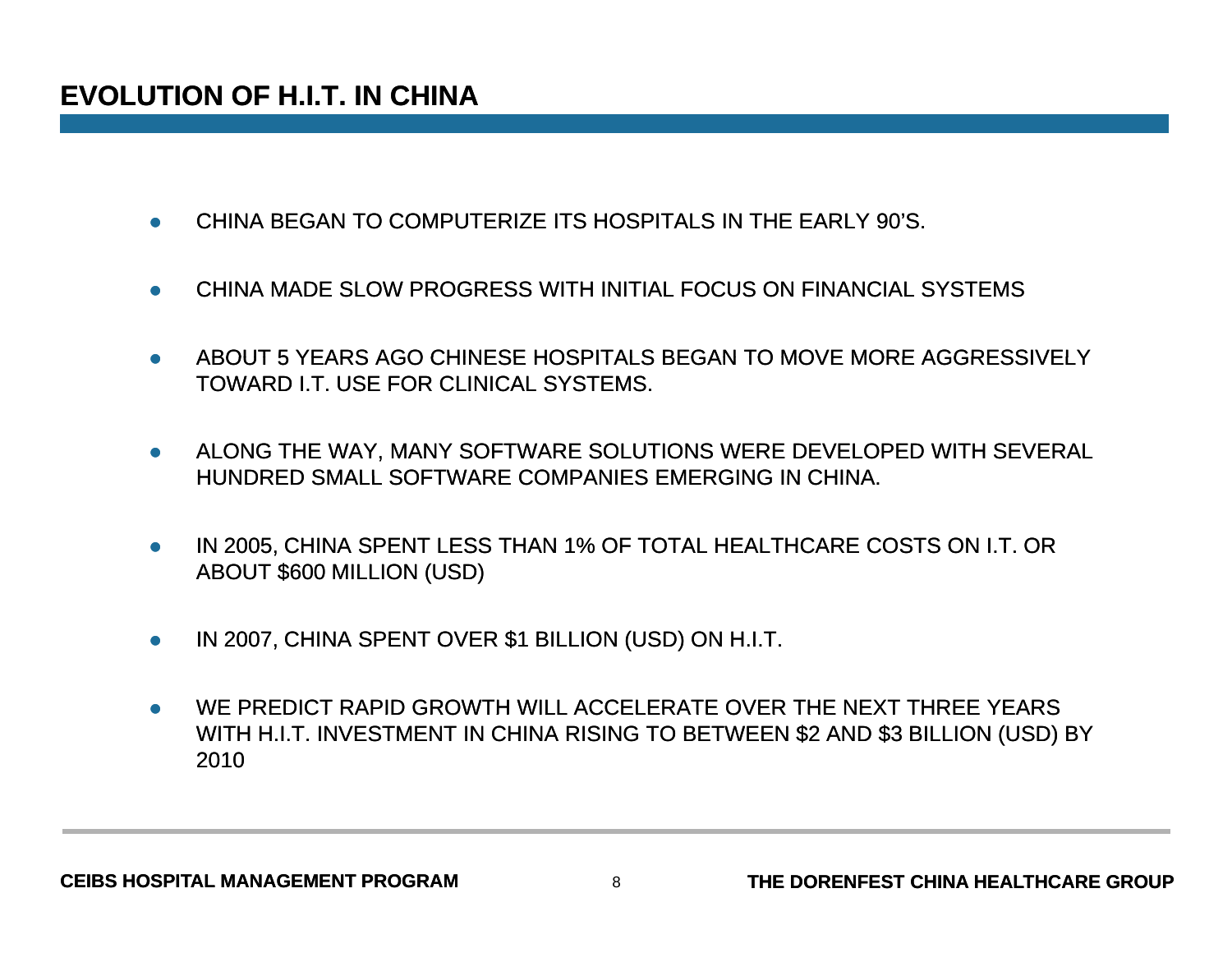# EVOLUTION OF H.I.T. IN CHINA

- CHINA BEGAN TO COMPUTERIZE ITS HOSPITALS IN THE EARLY 90'S.
- CHINA MADE SLOW PROGRESS WITH INITIAL FOCUS ON FINANCIAL SYSTEMS
- ABOUT 5 YEARS AGO CHINESE HOSPITALS BEGAN TO MOVE MORE AGGRESSIVELY TOWARD I.T. USE FOR CLINICAL SYSTEMS.
- ALONG THE WAY, MANY SOFTWARE SOLUTIONS WERE DEVELOPED WITH SEVERAL HUNDRED SMALL SOFTWARE COMPANIES EMERGING IN CHINA.
- IN 2005, CHINA SPENT LESS THAN 1% OF TOTAL HEALTHCARE COSTS ON I.T. OR ABOUT $600 MILLION (USD)
- IN 2007, CHINA SPENT OVER $1 BILLION (USD) ON H.I.T.
- WE PREDICT RAPID GROWTH WILL ACCELERATE OVER THE NEXT THREE YEARS WITH H.I.T. INVESTMENT IN CHINA RISING TO BETWEEN $2 AND $3 BILLION (USD) BY 2010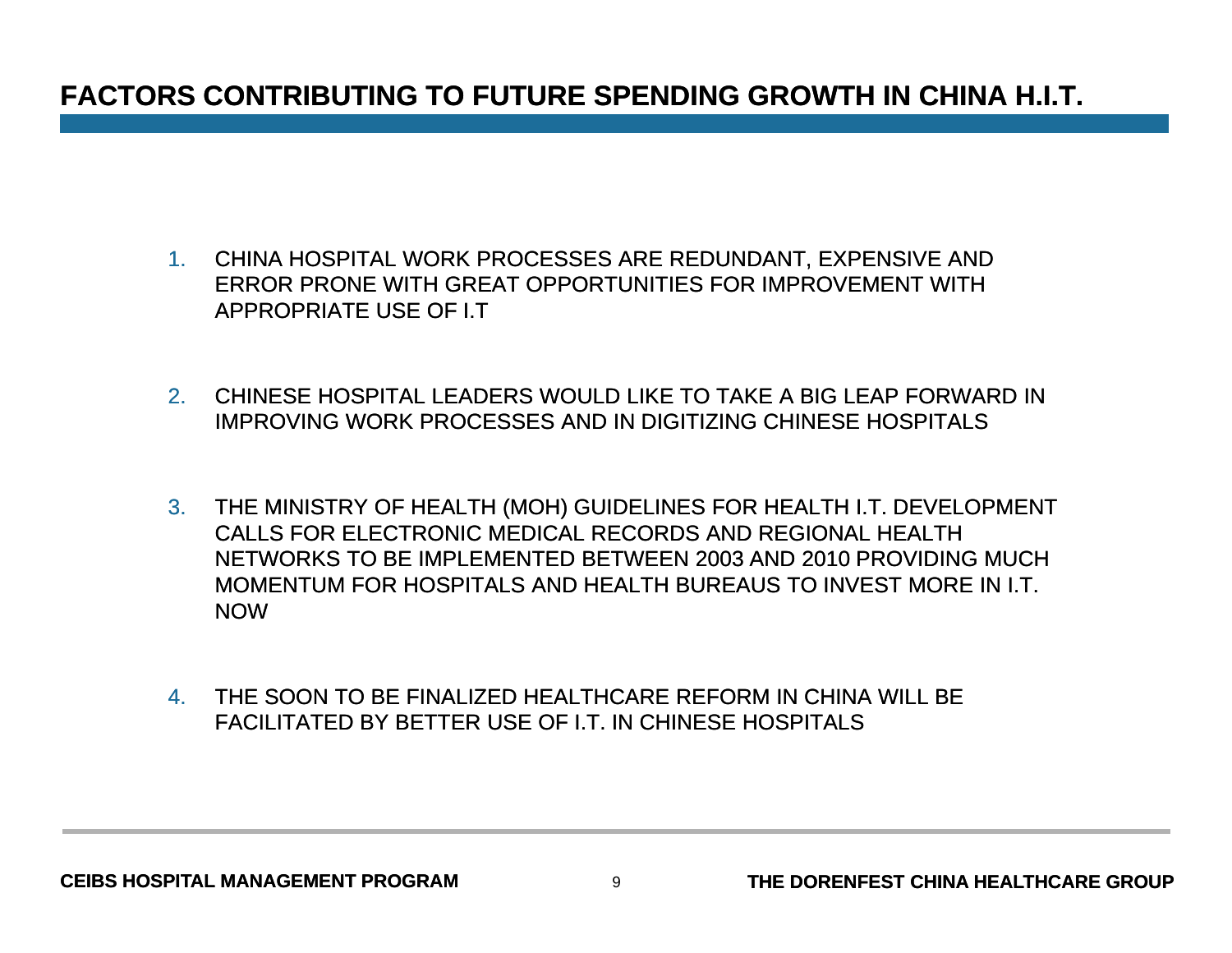# FACTORS CONTRIBUTING TO FUTURE SPENDING GROWTH IN CHINA H.I.T.

1. CHINA HOSPITAL WORK PROCESSES ARE REDUNDANT, EXPENSIVE AND ERROR PRONE WITH GREAT OPPORTUNITIES FOR IMPROVEMENT WITH APPROPRIATE USE OF I.T

2. CHINESE HOSPITAL LEADERS WOULD LIKE TO TAKE A BIG LEAP FORWARD IN IMPROVING WORK PROCESSES AND IN DIGITIZING CHINESE HOSPITALS

3. THE MINISTRY OF HEALTH (MOH) GUIDELINES FOR HEALTH I.T. DEVELOPMENT CALLS FOR ELECTRONIC MEDICAL RECORDS AND REGIONAL HEALTH NETWORKS TO BE IMPLEMENTED BETWEEN 2003 AND 2010 PROVIDING MUCH MOMENTUM FOR HOSPITALS AND HEALTH BUREAUS TO INVEST MORE IN I.T. NOW

4. THE SOON TO BE FINALIZED HEALTHCARE REFORM IN CHINA WILL BE FACILITATED BY BETTER USE OF I.T. IN CHINESE HOSPITALS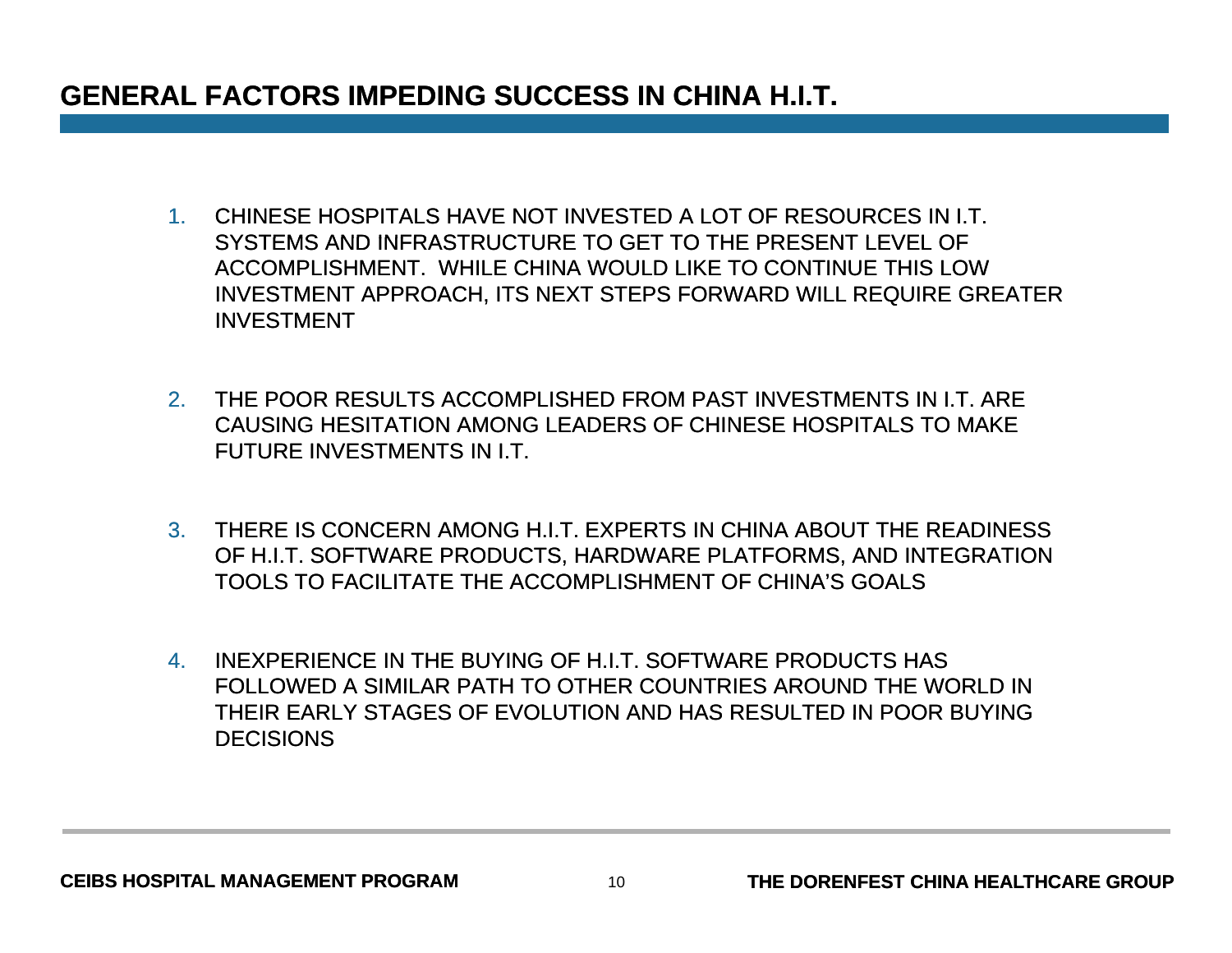# GENERAL FACTORS IMPEDING SUCCESS IN CHINA H.I.T.

1. CHINESE HOSPITALS HAVE NOT INVESTED A LOT OF RESOURCES IN I.T. SYSTEMS AND INFRASTRUCTURE TO GET TO THE PRESENT LEVEL OF ACCOMPLISHMENT. WHILE CHINA WOULD LIKE TO CONTINUE THIS LOW INVESTMENT APPROACH, ITS NEXT STEPS FORWARD WILL REQUIRE GREATER INVESTMENT

2. THE POOR RESULTS ACCOMPLISHED FROM PAST INVESTMENTS IN I.T. ARE CAUSING HESITATION AMONG LEADERS OF CHINESE HOSPITALS TO MAKE FUTURE INVESTMENTS IN I.T.

3. THERE IS CONCERN AMONG H.I.T. EXPERTS IN CHINA ABOUT THE READINESS OF H.I.T. SOFTWARE PRODUCTS, HARDWARE PLATFORMS, AND INTEGRATION TOOLS TO FACILITATE THE ACCOMPLISHMENT OF CHINA'S GOALS

4. INEXPERIENCE IN THE BUYING OF H.I.T. SOFTWARE PRODUCTS HAS FOLLOWED A SIMILAR PATH TO OTHER COUNTRIES AROUND THE WORLD IN THEIR EARLY STAGES OF EVOLUTION AND HAS RESULTED IN POOR BUYING DECISIONS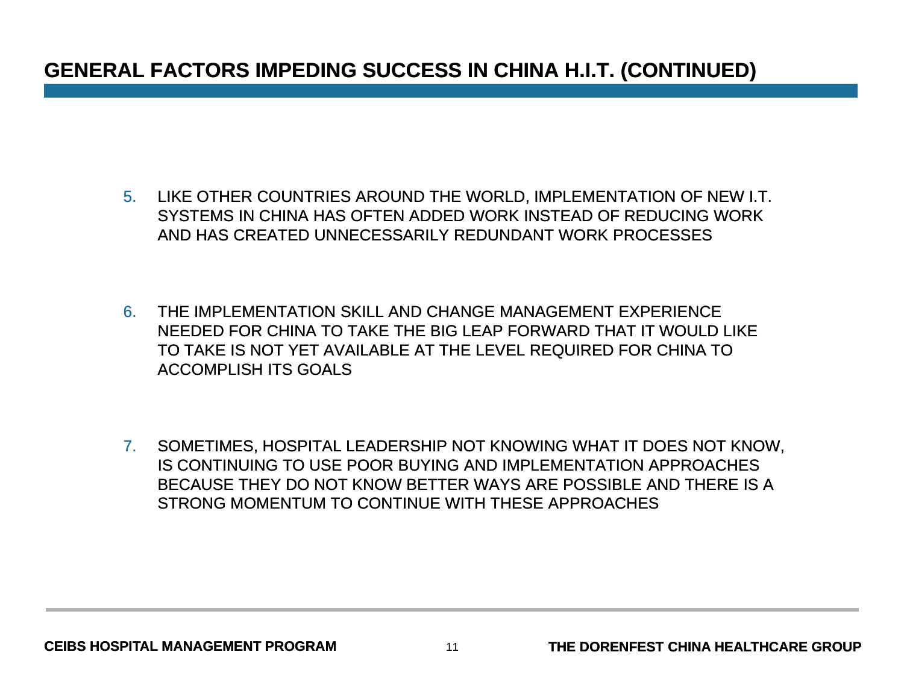## GENERAL FACTORS IMPEDING SUCCESS IN CHINA H.I.T. (CONTINUED)

5. LIKE OTHER COUNTRIES AROUND THE WORLD, IMPLEMENTATION OF NEW I.T. SYSTEMS IN CHINA HAS OFTEN ADDED WORK INSTEAD OF REDUCING WORK AND HAS CREATED UNNECESSARILY REDUNDANT WORK PROCESSES

6. THE IMPLEMENTATION SKILL AND CHANGE MANAGEMENT EXPERIENCE NEEDED FOR CHINA TO TAKE THE BIG LEAP FORWARD THAT IT WOULD LIKE TO TAKE IS NOT YET AVAILABLE AT THE LEVEL REQUIRED FOR CHINA TO ACCOMPLISH ITS GOALS

7. SOMETIMES, HOSPITAL LEADERSHIP NOT KNOWING WHAT IT DOES NOT KNOW, IS CONTINUING TO USE POOR BUYING AND IMPLEMENTATION APPROACHES BECAUSE THEY DO NOT KNOW BETTER WAYS ARE POSSIBLE AND THERE IS A STRONG MOMENTUM TO CONTINUE WITH THESE APPROACHES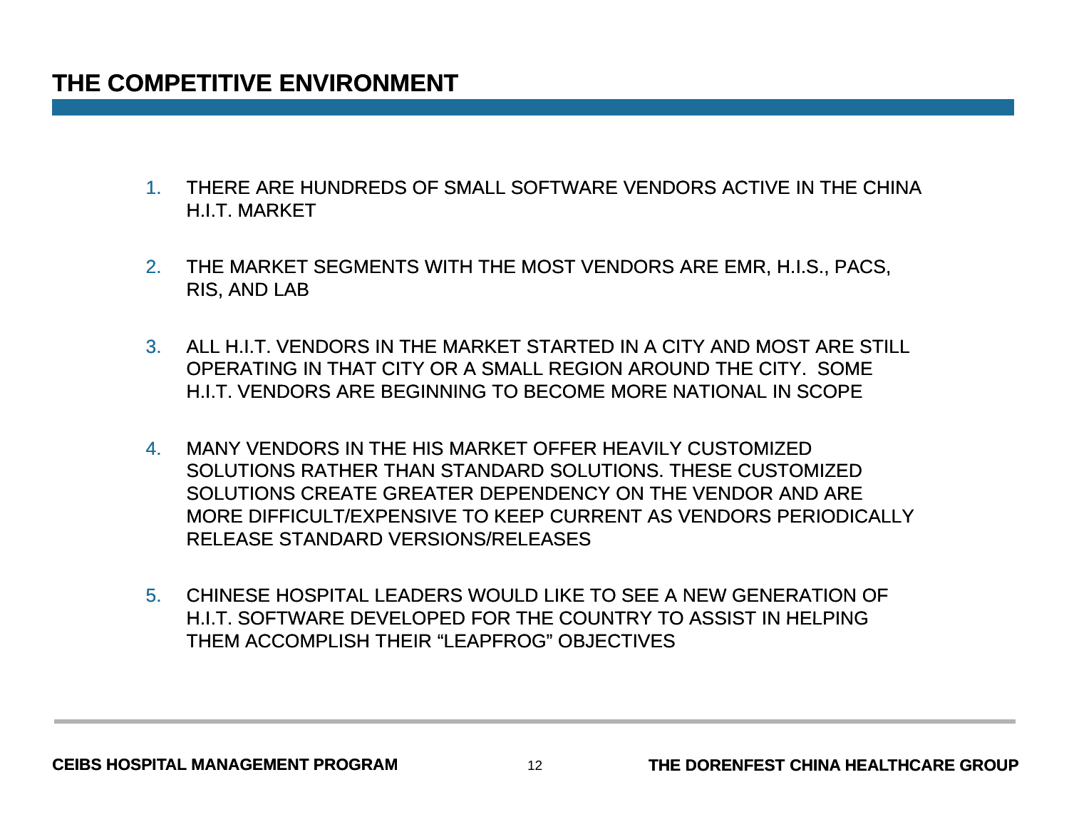# THE COMPETITIVE ENVIRONMENT

1. THERE ARE HUNDREDS OF SMALL SOFTWARE VENDORS ACTIVE IN THE CHINA H.I.T. MARKET

2. THE MARKET SEGMENTS WITH THE MOST VENDORS ARE EMR, H.I.S., PACS, RIS, AND LAB

3. ALL H.I.T. VENDORS IN THE MARKET STARTED IN A CITY AND MOST ARE STILL OPERATING IN THAT CITY OR A SMALL REGION AROUND THE CITY. SOME H.I.T. VENDORS ARE BEGINNING TO BECOME MORE NATIONAL IN SCOPE

4. MANY VENDORS IN THE HIS MARKET OFFER HEAVILY CUSTOMIZED SOLUTIONS RATHER THAN STANDARD SOLUTIONS. THESE CUSTOMIZED SOLUTIONS CREATE GREATER DEPENDENCY ON THE VENDOR AND ARE MORE DIFFICULT/EXPENSIVE TO KEEP CURRENT AS VENDORS PERIODICALLY RELEASE STANDARD VERSIONS/RELEASES

5. CHINESE HOSPITAL LEADERS WOULD LIKE TO SEE A NEW GENERATION OF H.I.T. SOFTWARE DEVELOPED FOR THE COUNTRY TO ASSIST IN HELPING THEM ACCOMPLISH THEIR "LEAPFROG" OBJECTIVES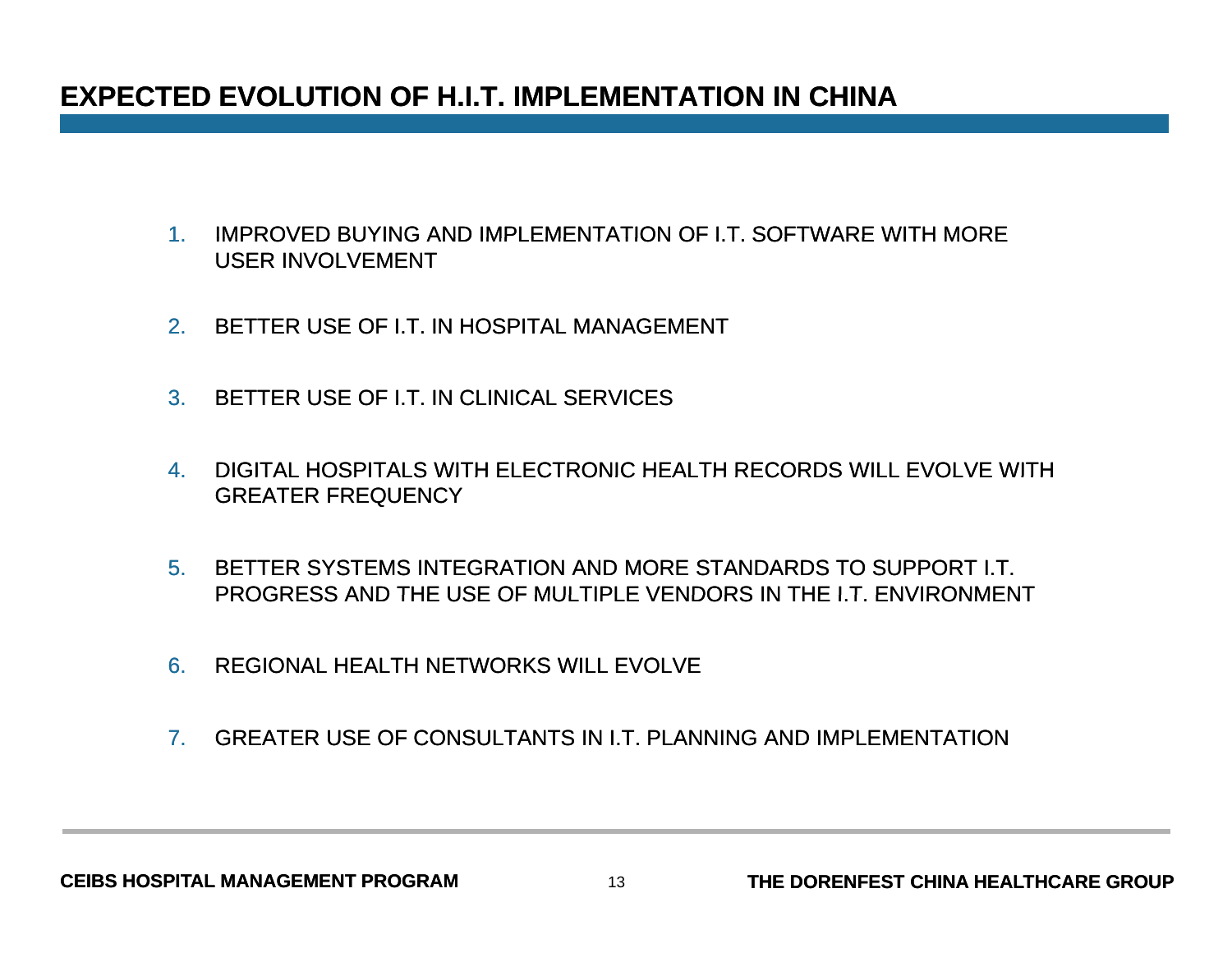# EXPECTED EVOLUTION OF H.I.T. IMPLEMENTATION IN CHINA

1. IMPROVED BUYING AND IMPLEMENTATION OF I.T. SOFTWARE WITH MORE USER INVOLVEMENT
2. BETTER USE OF I.T. IN HOSPITAL MANAGEMENT
3. BETTER USE OF I.T. IN CLINICAL SERVICES
4. DIGITAL HOSPITALS WITH ELECTRONIC HEALTH RECORDS WILL EVOLVE WITH GREATER FREQUENCY
5. BETTER SYSTEMS INTEGRATION AND MORE STANDARDS TO SUPPORT I.T. PROGRESS AND THE USE OF MULTIPLE VENDORS IN THE I.T. ENVIRONMENT
6. REGIONAL HEALTH NETWORKS WILL EVOLVE
7. GREATER USE OF CONSULTANTS IN I.T. PLANNING AND IMPLEMENTATION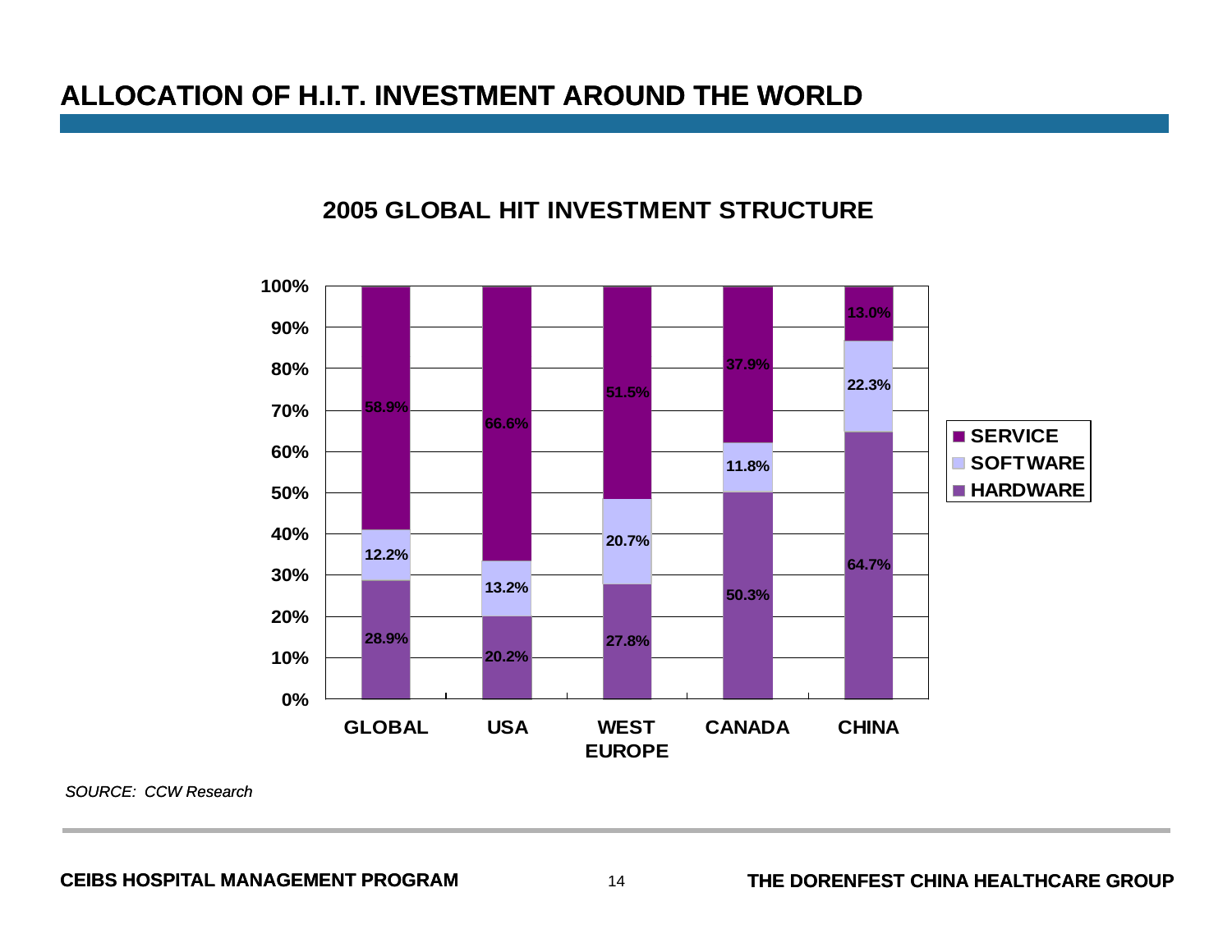# ALLOCATION OF H.I.T. INVESTMENT AROUND THE WORLD

## 2005 GLOBAL HIT INVESTMENT STRUCTURE

| | GLOBAL | USA | WEST EUROPE | CANADA | CHINA |
|---|---|---|---|---|---|
| SERVICE | 58.9% | 66.6% | 51.5% | 37.9% | 13.0% |
| SOFTWARE | 12.2% | 13.2% | 20.7% | 11.8% | 22.3% |
| HARDWARE | 28.9% | 20.2% | 27.8% | 50.3% | 64.7% |

*SOURCE: CCW Research*

**CEIBS HOSPITAL MANAGEMENT PROGRAM** **THE DORENFEST CHINA HEALTHCARE GROUP**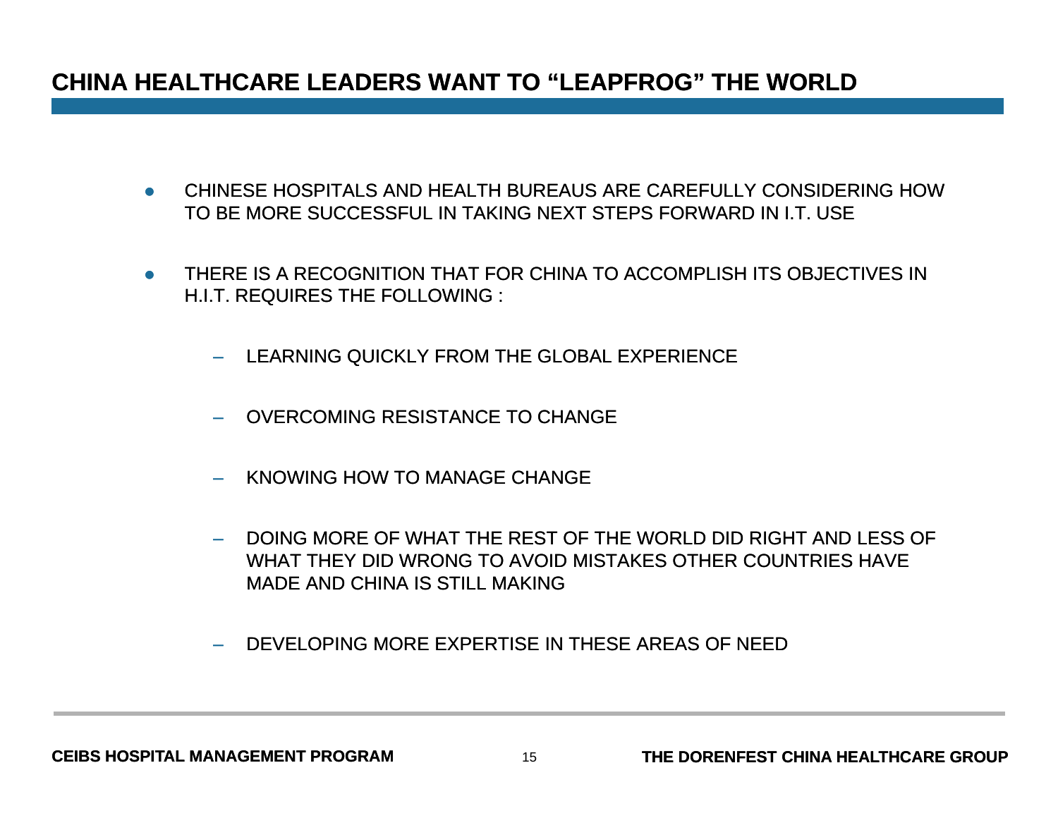## CHINA HEALTHCARE LEADERS WANT TO "LEAPFROG" THE WORLD

- CHINESE HOSPITALS AND HEALTH BUREAUS ARE CAREFULLY CONSIDERING HOW TO BE MORE SUCCESSFUL IN TAKING NEXT STEPS FORWARD IN I.T. USE
- THERE IS A RECOGNITION THAT FOR CHINA TO ACCOMPLISH ITS OBJECTIVES IN H.I.T. REQUIRES THE FOLLOWING :
  - LEARNING QUICKLY FROM THE GLOBAL EXPERIENCE
  - OVERCOMING RESISTANCE TO CHANGE
  - KNOWING HOW TO MANAGE CHANGE
  - DOING MORE OF WHAT THE REST OF THE WORLD DID RIGHT AND LESS OF WHAT THEY DID WRONG TO AVOID MISTAKES OTHER COUNTRIES HAVE MADE AND CHINA IS STILL MAKING
  - DEVELOPING MORE EXPERTISE IN THESE AREAS OF NEED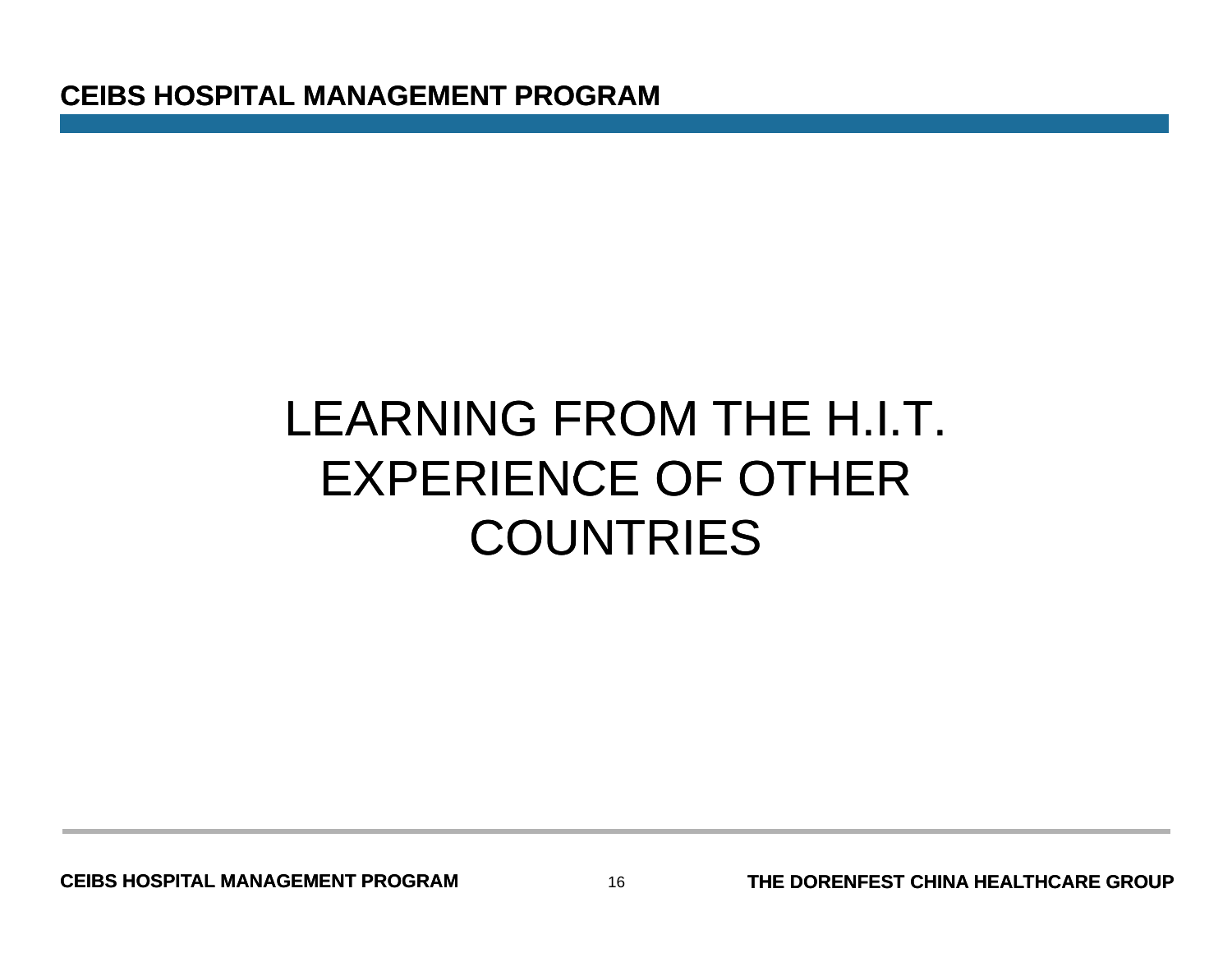# LEARNING FROM THE H.I.T. EXPERIENCE OF OTHER COUNTRIES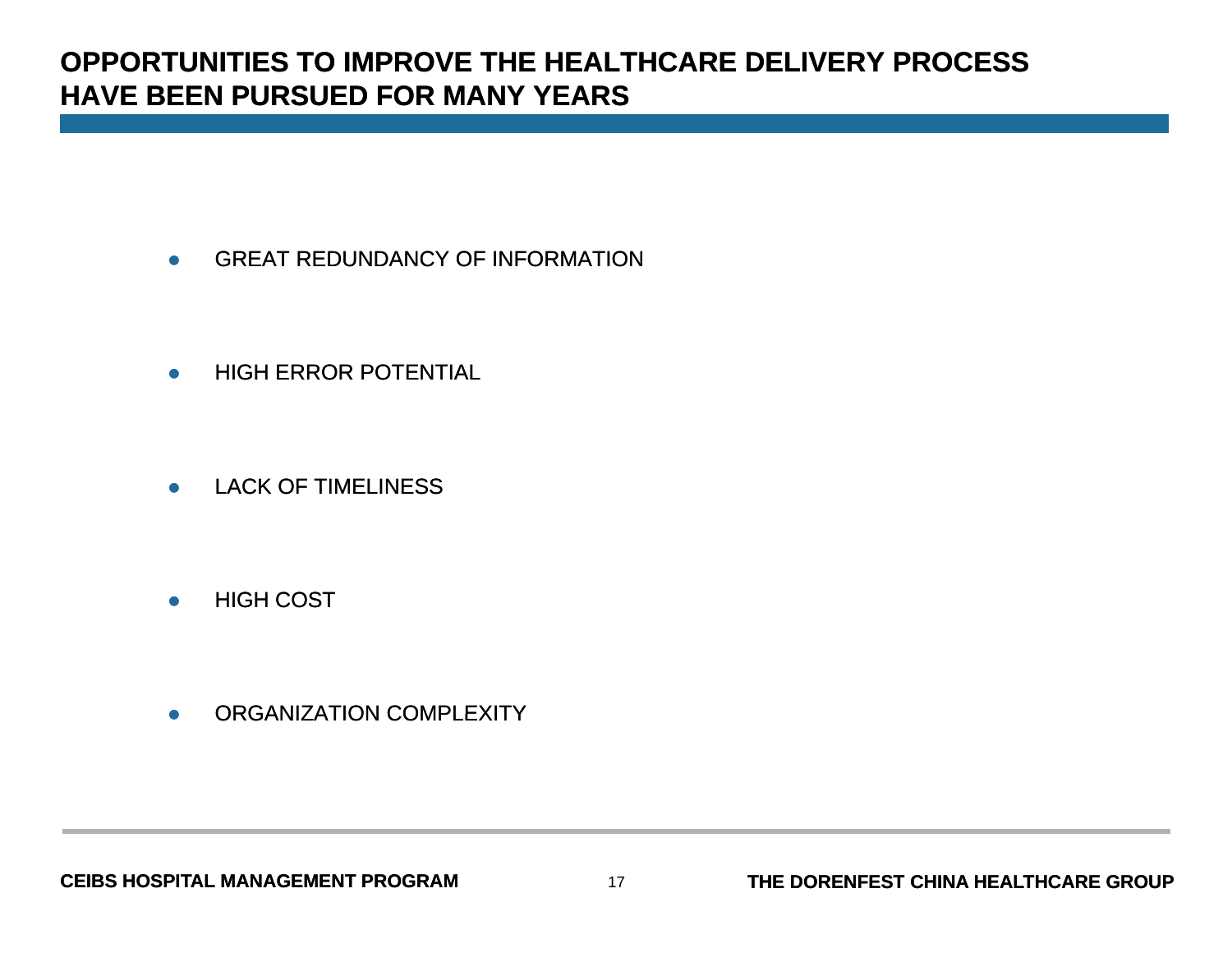# OPPORTUNITIES TO IMPROVE THE HEALTHCARE DELIVERY PROCESS HAVE BEEN PURSUED FOR MANY YEARS

- GREAT REDUNDANCY OF INFORMATION
- HIGH ERROR POTENTIAL
- LACK OF TIMELINESS
- HIGH COST
- ORGANIZATION COMPLEXITY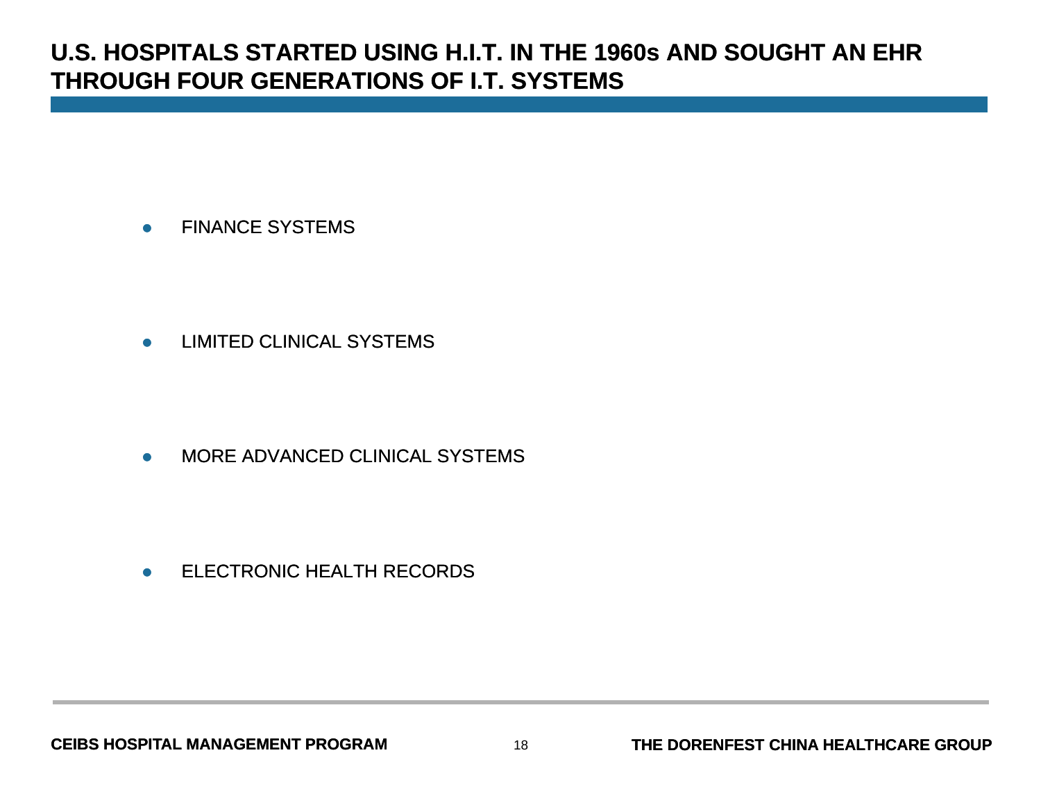# U.S. HOSPITALS STARTED USING H.I.T. IN THE 1960s AND SOUGHT AN EHR THROUGH FOUR GENERATIONS OF I.T. SYSTEMS

- FINANCE SYSTEMS
- LIMITED CLINICAL SYSTEMS
- MORE ADVANCED CLINICAL SYSTEMS
- ELECTRONIC HEALTH RECORDS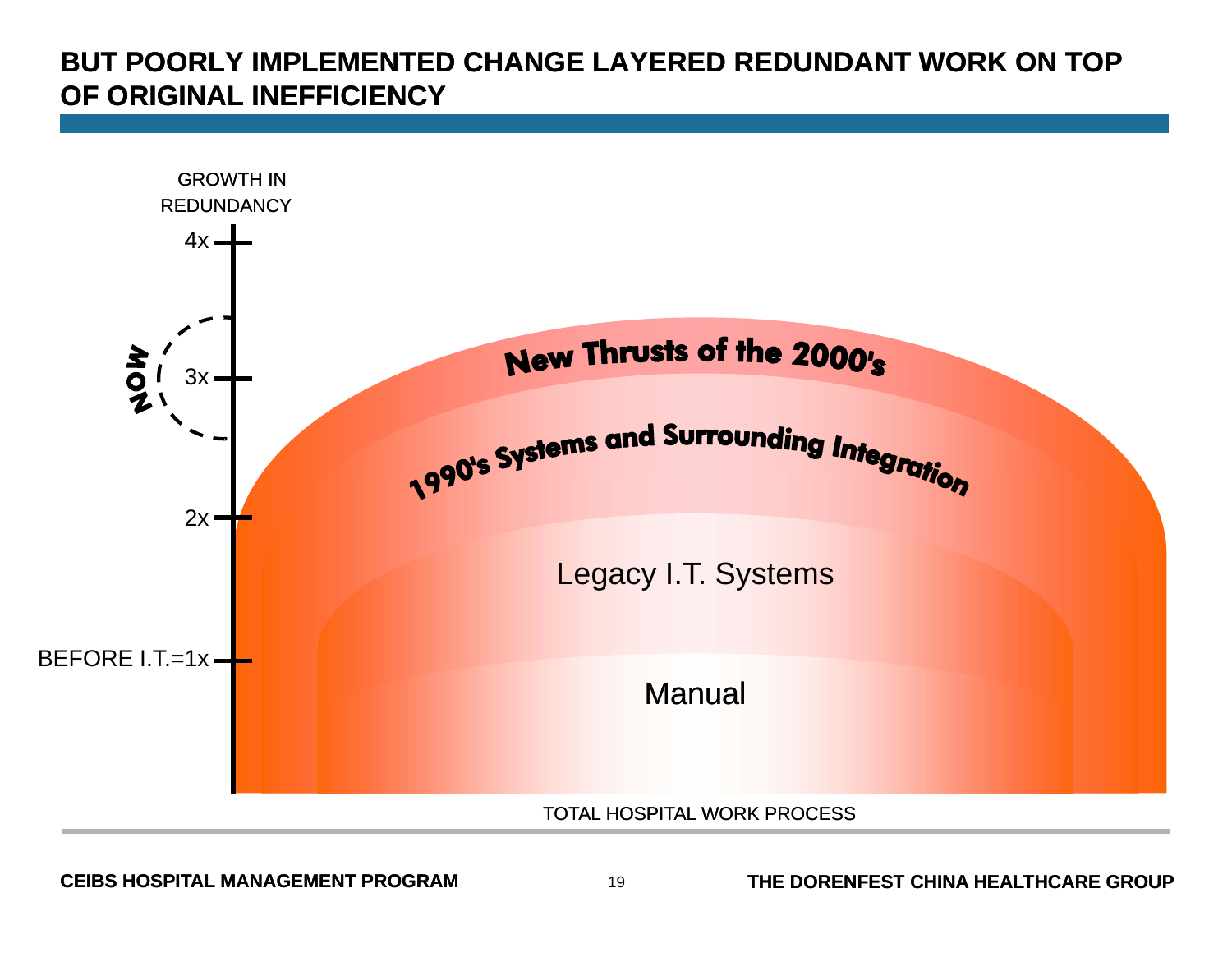# BUT POORLY IMPLEMENTED CHANGE LAYERED REDUNDANT WORK ON TOP OF ORIGINAL INEFFICIENCY

GROWTH IN REDUNDANCY

4x

NOW

3x

2x

BEFORE I.T.=1x

New Thrusts of the 2000's

1990's Systems and Surrounding Integration

Legacy I.T. Systems

Manual

TOTAL HOSPITAL WORK PROCESS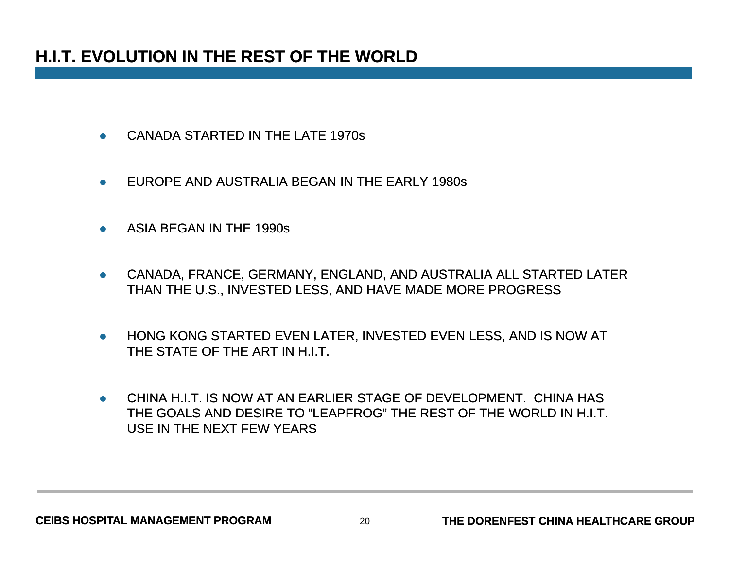## H.I.T. EVOLUTION IN THE REST OF THE WORLD

- CANADA STARTED IN THE LATE 1970s
- EUROPE AND AUSTRALIA BEGAN IN THE EARLY 1980s
- ASIA BEGAN IN THE 1990s
- CANADA, FRANCE, GERMANY, ENGLAND, AND AUSTRALIA ALL STARTED LATER THAN THE U.S., INVESTED LESS, AND HAVE MADE MORE PROGRESS
- HONG KONG STARTED EVEN LATER, INVESTED EVEN LESS, AND IS NOW AT THE STATE OF THE ART IN H.I.T.
- CHINA H.I.T. IS NOW AT AN EARLIER STAGE OF DEVELOPMENT. CHINA HAS THE GOALS AND DESIRE TO "LEAPFROG" THE REST OF THE WORLD IN H.I.T. USE IN THE NEXT FEW YEARS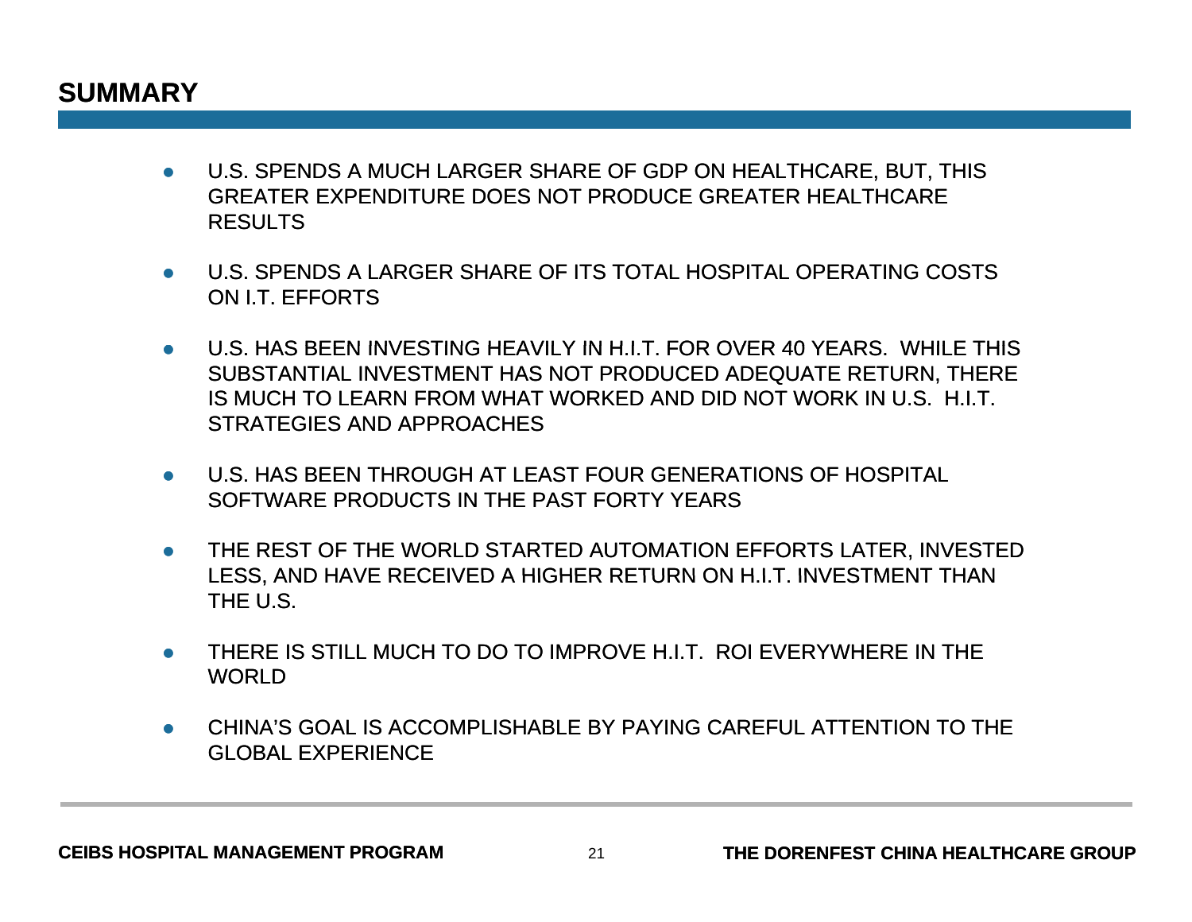## SUMMARY

- U.S. SPENDS A MUCH LARGER SHARE OF GDP ON HEALTHCARE, BUT, THIS GREATER EXPENDITURE DOES NOT PRODUCE GREATER HEALTHCARE RESULTS
- U.S. SPENDS A LARGER SHARE OF ITS TOTAL HOSPITAL OPERATING COSTS ON I.T. EFFORTS
- U.S. HAS BEEN INVESTING HEAVILY IN H.I.T. FOR OVER 40 YEARS. WHILE THIS SUBSTANTIAL INVESTMENT HAS NOT PRODUCED ADEQUATE RETURN, THERE IS MUCH TO LEARN FROM WHAT WORKED AND DID NOT WORK IN U.S. H.I.T. STRATEGIES AND APPROACHES
- U.S. HAS BEEN THROUGH AT LEAST FOUR GENERATIONS OF HOSPITAL SOFTWARE PRODUCTS IN THE PAST FORTY YEARS
- THE REST OF THE WORLD STARTED AUTOMATION EFFORTS LATER, INVESTED LESS, AND HAVE RECEIVED A HIGHER RETURN ON H.I.T. INVESTMENT THAN THE U.S.
- THERE IS STILL MUCH TO DO TO IMPROVE H.I.T. ROI EVERYWHERE IN THE WORLD
- CHINA'S GOAL IS ACCOMPLISHABLE BY PAYING CAREFUL ATTENTION TO THE GLOBAL EXPERIENCE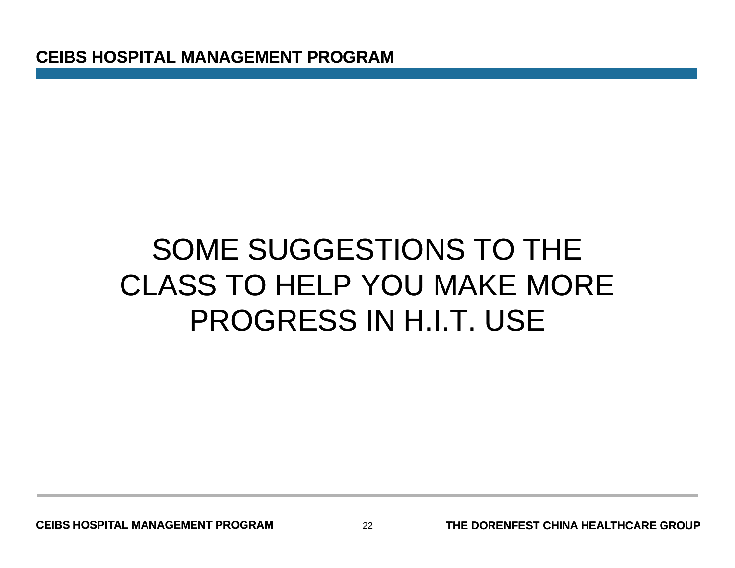# SOME SUGGESTIONS TO THE CLASS TO HELP YOU MAKE MORE PROGRESS IN H.I.T. USE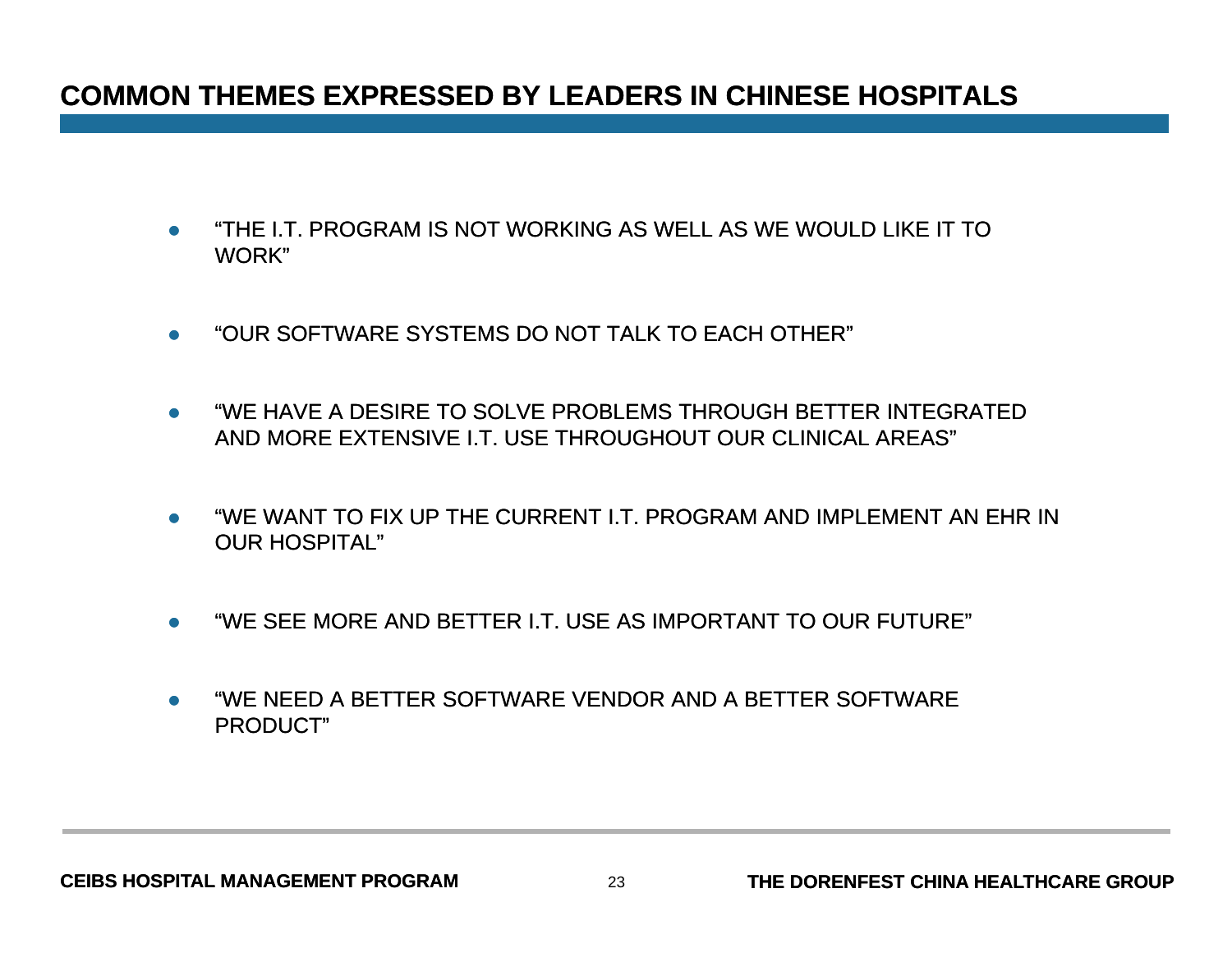# COMMON THEMES EXPRESSED BY LEADERS IN CHINESE HOSPITALS

- "THE I.T. PROGRAM IS NOT WORKING AS WELL AS WE WOULD LIKE IT TO WORK"
- "OUR SOFTWARE SYSTEMS DO NOT TALK TO EACH OTHER"
- "WE HAVE A DESIRE TO SOLVE PROBLEMS THROUGH BETTER INTEGRATED AND MORE EXTENSIVE I.T. USE THROUGHOUT OUR CLINICAL AREAS"
- "WE WANT TO FIX UP THE CURRENT I.T. PROGRAM AND IMPLEMENT AN EHR IN OUR HOSPITAL"
- "WE SEE MORE AND BETTER I.T. USE AS IMPORTANT TO OUR FUTURE"
- "WE NEED A BETTER SOFTWARE VENDOR AND A BETTER SOFTWARE PRODUCT"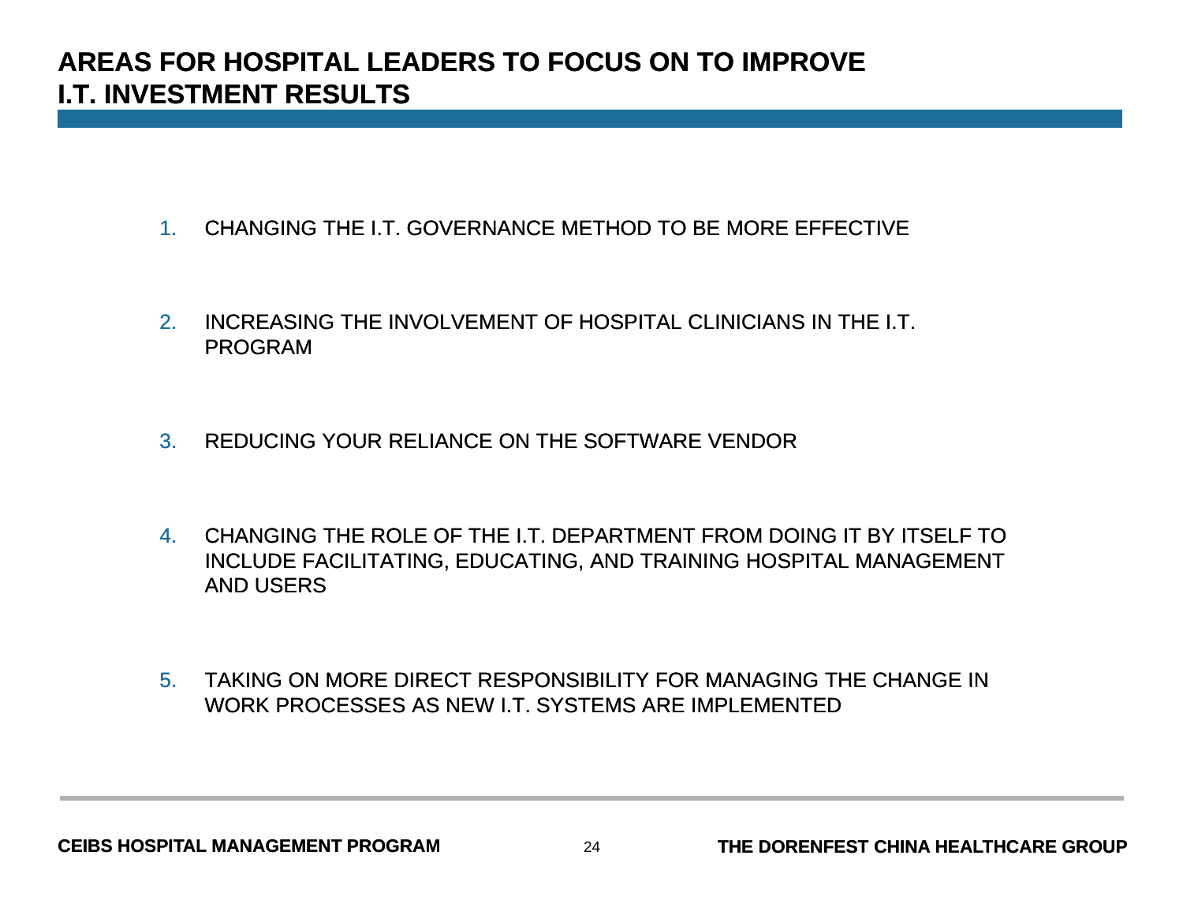# AREAS FOR HOSPITAL LEADERS TO FOCUS ON TO IMPROVE I.T. INVESTMENT RESULTS

1. CHANGING THE I.T. GOVERNANCE METHOD TO BE MORE EFFECTIVE
2. INCREASING THE INVOLVEMENT OF HOSPITAL CLINICIANS IN THE I.T. PROGRAM
3. REDUCING YOUR RELIANCE ON THE SOFTWARE VENDOR
4. CHANGING THE ROLE OF THE I.T. DEPARTMENT FROM DOING IT BY ITSELF TO INCLUDE FACILITATING, EDUCATING, AND TRAINING HOSPITAL MANAGEMENT AND USERS
5. TAKING ON MORE DIRECT RESPONSIBILITY FOR MANAGING THE CHANGE IN WORK PROCESSES AS NEW I.T. SYSTEMS ARE IMPLEMENTED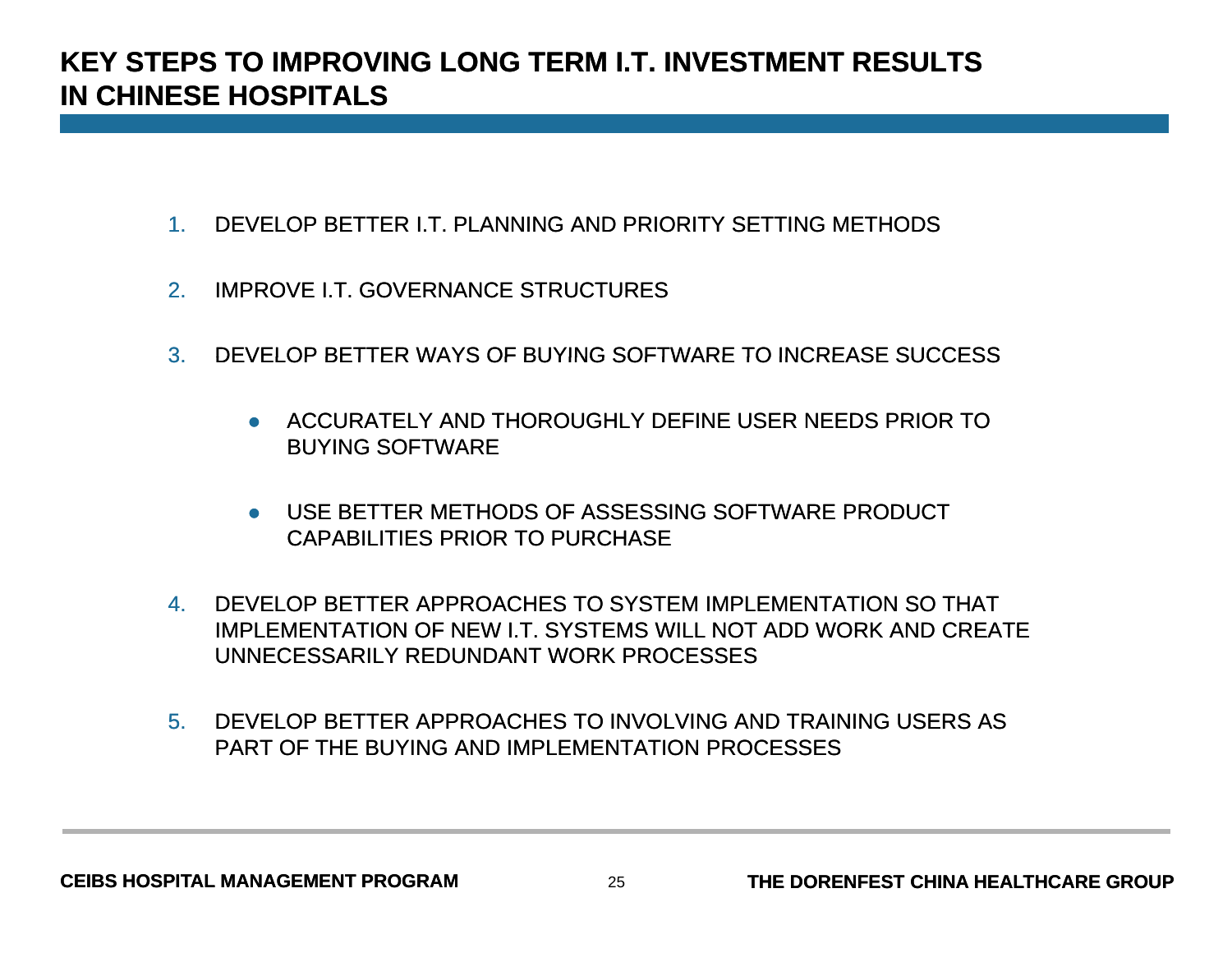# KEY STEPS TO IMPROVING LONG TERM I.T. INVESTMENT RESULTS IN CHINESE HOSPITALS

1. DEVELOP BETTER I.T. PLANNING AND PRIORITY SETTING METHODS

2. IMPROVE I.T. GOVERNANCE STRUCTURES

3. DEVELOP BETTER WAYS OF BUYING SOFTWARE TO INCREASE SUCCESS

   - ACCURATELY AND THOROUGHLY DEFINE USER NEEDS PRIOR TO BUYING SOFTWARE

   - USE BETTER METHODS OF ASSESSING SOFTWARE PRODUCT CAPABILITIES PRIOR TO PURCHASE

4. DEVELOP BETTER APPROACHES TO SYSTEM IMPLEMENTATION SO THAT IMPLEMENTATION OF NEW I.T. SYSTEMS WILL NOT ADD WORK AND CREATE UNNECESSARILY REDUNDANT WORK PROCESSES

5. DEVELOP BETTER APPROACHES TO INVOLVING AND TRAINING USERS AS PART OF THE BUYING AND IMPLEMENTATION PROCESSES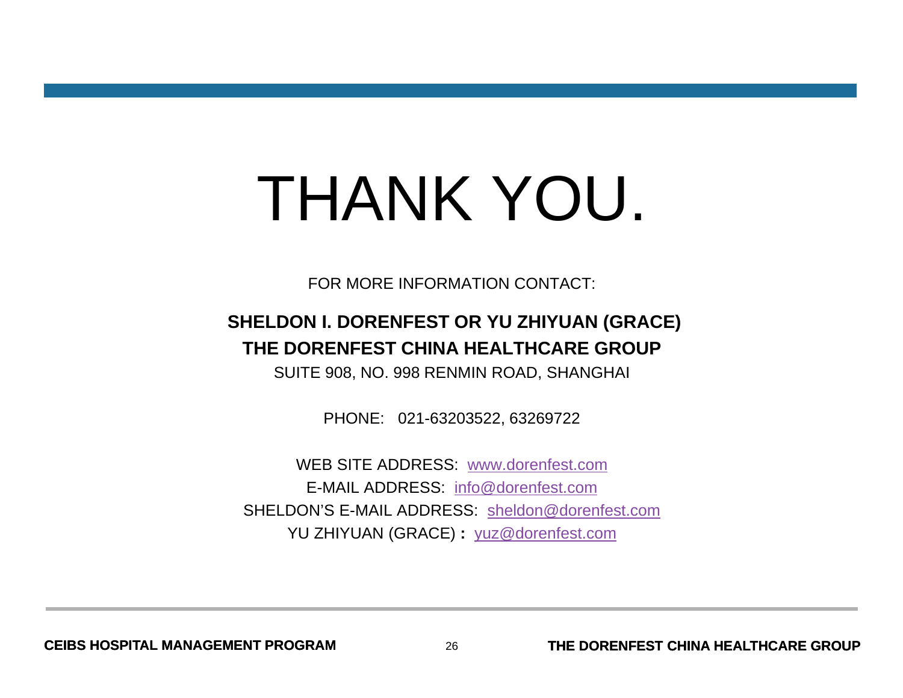# THANK YOU.

FOR MORE INFORMATION CONTACT:

**SHELDON I. DORENFEST OR YU ZHIYUAN (GRACE)**

**THE DORENFEST CHINA HEALTHCARE GROUP**

SUITE 908, NO. 998 RENMIN ROAD, SHANGHAI

PHONE: 021-63203522, 63269722

WEB SITE ADDRESS: www.dorenfest.com

E-MAIL ADDRESS: info@dorenfest.com

SHELDON'S E-MAIL ADDRESS: sheldon@dorenfest.com

YU ZHIYUAN (GRACE) **:** yuz@dorenfest.com